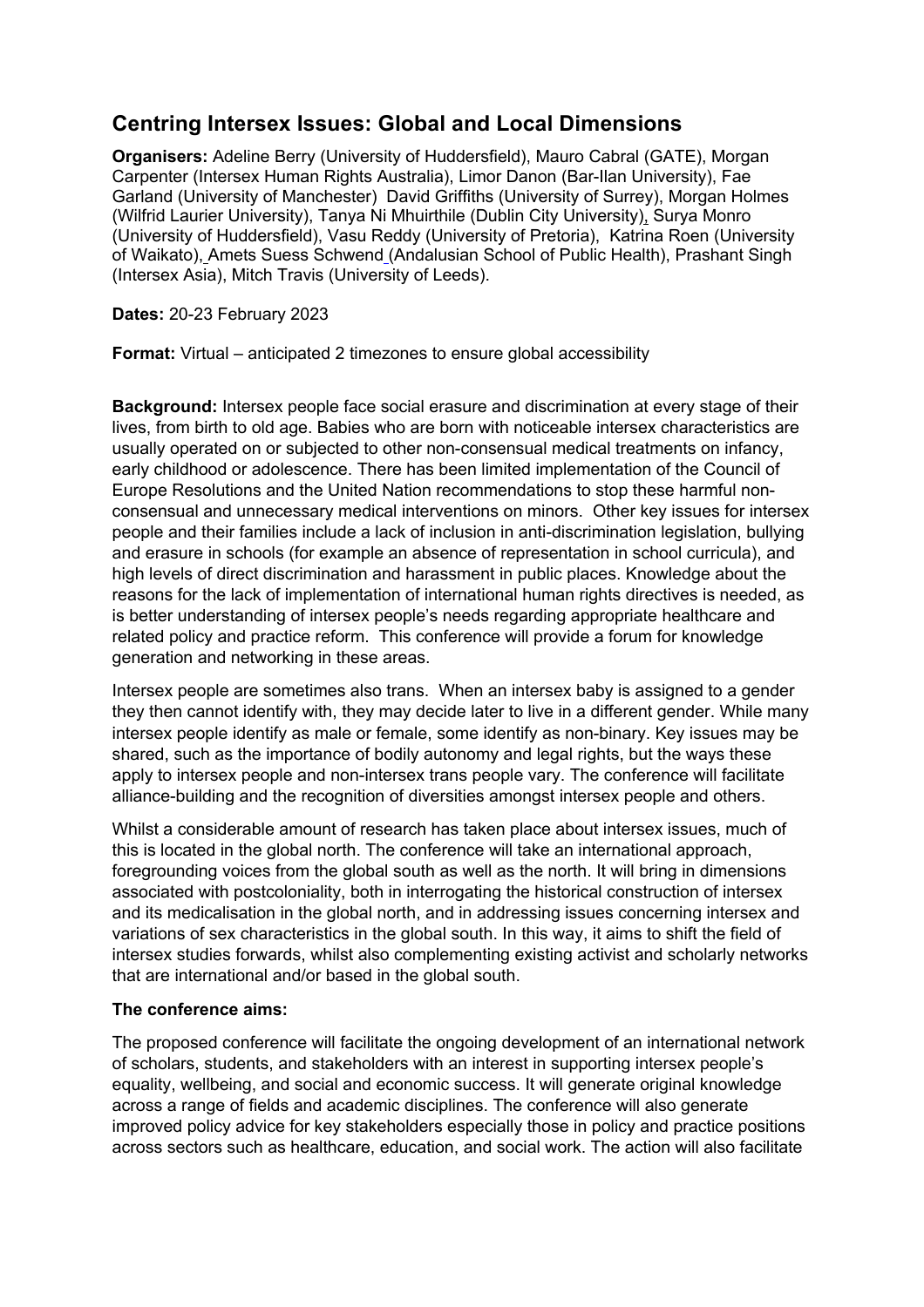# Centring Intersex Issues: Global and Local Dimensions

**Organisers:** Adeline Berry (University of Huddersfield), Mauro Cabral (GATE), Morgan Carpenter (Intersex Human Rights Australia), Limor Danon (Bar-Ilan University), Fae Garland (University of Manchester) David Griffiths (University of Surrey), Morgan Holmes (Wilfrid Laurier University), Tanya Ni Mhuirthile (Dublin City University), Surya Monro (University of Huddersfield), Vasu Reddy (University of Pretoria), Katrina Roen (University of Waikato), Amets Suess Schwend (Andalusian School of Public Health), Prashant Singh (Intersex Asia), Mitch Travis (University of Leeds).

**Dates:** 20-23 February 2023

**Format:** Virtual – anticipated 2 timezones to ensure global accessibility

**Background:** Intersex people face social erasure and discrimination at every stage of their lives, from birth to old age. Babies who are born with noticeable intersex characteristics are usually operated on or subjected to other non-consensual medical treatments on infancy, early childhood or adolescence. There has been limited implementation of the Council of Europe Resolutions and the United Nation recommendations to stop these harmful non-consensual and unnecessary medical interventions on minors. Other key issues for intersex people and their families include a lack of inclusion in anti-discrimination legislation, bullying and erasure in schools (for example an absence of representation in school curricula), and high levels of direct discrimination and harassment in public places. Knowledge about the reasons for the lack of implementation of international human rights directives is needed, as is better understanding of intersex people's needs regarding appropriate healthcare and related policy and practice reform. This conference will provide a forum for knowledge generation and networking in these areas.

Intersex people are sometimes also trans. When an intersex baby is assigned to a gender they then cannot identify with, they may decide later to live in a different gender. While many intersex people identify as male or female, some identify as non-binary. Key issues may be shared, such as the importance of bodily autonomy and legal rights, but the ways these apply to intersex people and non-intersex trans people vary. The conference will facilitate alliance-building and the recognition of diversities amongst intersex people and others.

Whilst a considerable amount of research has taken place about intersex issues, much of this is located in the global north. The conference will take an international approach, foregrounding voices from the global south as well as the north. It will bring in dimensions associated with postcoloniality, both in interrogating the historical construction of intersex and its medicalisation in the global north, and in addressing issues concerning intersex and variations of sex characteristics in the global south. In this way, it aims to shift the field of intersex studies forwards, whilst also complementing existing activist and scholarly networks that are international and/or based in the global south.

**The conference aims:**

The proposed conference will facilitate the ongoing development of an international network of scholars, students, and stakeholders with an interest in supporting intersex people's equality, wellbeing, and social and economic success. It will generate original knowledge across a range of fields and academic disciplines. The conference will also generate improved policy advice for key stakeholders especially those in policy and practice positions across sectors such as healthcare, education, and social work. The action will also facilitate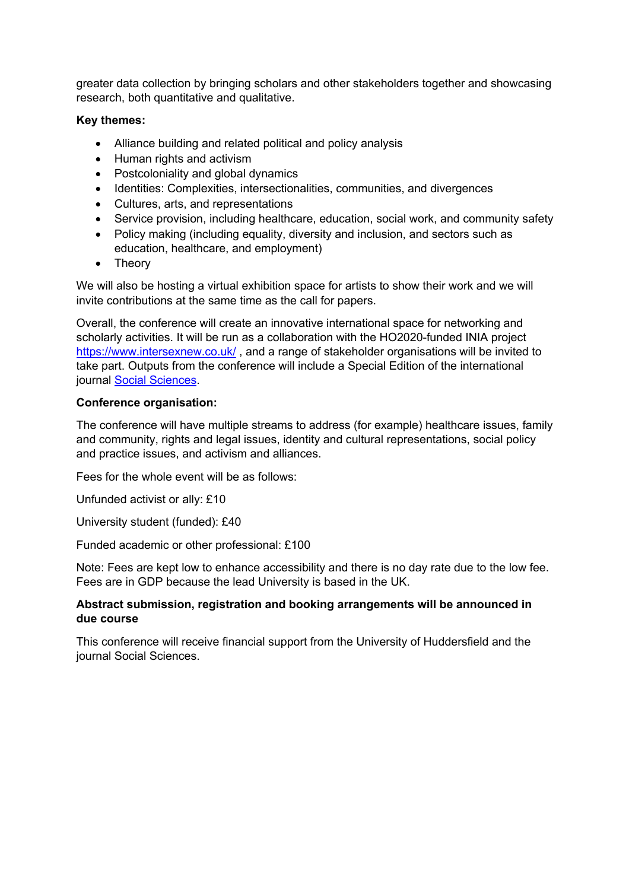greater data collection by bringing scholars and other stakeholders together and showcasing research, both quantitative and qualitative.

**Key themes:**

- Alliance building and related political and policy analysis
- Human rights and activism
- Postcoloniality and global dynamics
- Identities: Complexities, intersectionalities, communities, and divergences
- Cultures, arts, and representations
- Service provision, including healthcare, education, social work, and community safety
- Policy making (including equality, diversity and inclusion, and sectors such as education, healthcare, and employment)
- Theory

We will also be hosting a virtual exhibition space for artists to show their work and we will invite contributions at the same time as the call for papers.

Overall, the conference will create an innovative international space for networking and scholarly activities. It will be run as a collaboration with the HO2020-funded INIA project https://www.intersexnew.co.uk/ , and a range of stakeholder organisations will be invited to take part. Outputs from the conference will include a Special Edition of the international journal Social Sciences.

**Conference organisation:**

The conference will have multiple streams to address (for example) healthcare issues, family and community, rights and legal issues, identity and cultural representations, social policy and practice issues, and activism and alliances.

Fees for the whole event will be as follows:

Unfunded activist or ally: £10

University student (funded): £40

Funded academic or other professional: £100

Note: Fees are kept low to enhance accessibility and there is no day rate due to the low fee. Fees are in GDP because the lead University is based in the UK.

**Abstract submission, registration and booking arrangements will be announced in due course**

This conference will receive financial support from the University of Huddersfield and the journal Social Sciences.